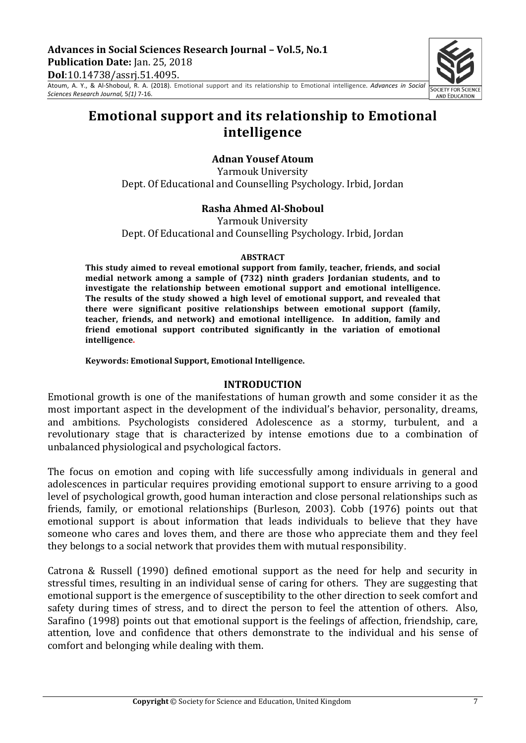**Advances in Social Sciences Research Journal – Vol.5, No.1**
**Publication Date:** Jan. 25, 2018
**DoI**:10.14738/assrj.51.4095.

Atoum, A. Y., & Al-Shoboul, R. A. (2018). Emotional support and its relationship to Emotional intelligence. *Advances in Social Sciences Research Journal,* 5*(1)* 7-16.

# Emotional support and its relationship to Emotional intelligence

**Adnan Yousef Atoum**
Yarmouk University
Dept. Of Educational and Counselling Psychology. Irbid, Jordan

**Rasha Ahmed Al-Shoboul**
Yarmouk University
Dept. Of Educational and Counselling Psychology. Irbid, Jordan

## ABSTRACT

**This study aimed to reveal emotional support from family, teacher, friends, and social medial network among a sample of (732) ninth graders Jordanian students, and to investigate the relationship between emotional support and emotional intelligence. The results of the study showed a high level of emotional support, and revealed that there were significant positive relationships between emotional support (family, teacher, friends, and network) and emotional intelligence. In addition, family and friend emotional support contributed significantly in the variation of emotional intelligence.**

**Keywords: Emotional Support, Emotional Intelligence.**

## INTRODUCTION

Emotional growth is one of the manifestations of human growth and some consider it as the most important aspect in the development of the individual's behavior, personality, dreams, and ambitions. Psychologists considered Adolescence as a stormy, turbulent, and a revolutionary stage that is characterized by intense emotions due to a combination of unbalanced physiological and psychological factors.

The focus on emotion and coping with life successfully among individuals in general and adolescences in particular requires providing emotional support to ensure arriving to a good level of psychological growth, good human interaction and close personal relationships such as friends, family, or emotional relationships (Burleson, 2003). Cobb (1976) points out that emotional support is about information that leads individuals to believe that they have someone who cares and loves them, and there are those who appreciate them and they feel they belongs to a social network that provides them with mutual responsibility.

Catrona & Russell (1990) defined emotional support as the need for help and security in stressful times, resulting in an individual sense of caring for others. They are suggesting that emotional support is the emergence of susceptibility to the other direction to seek comfort and safety during times of stress, and to direct the person to feel the attention of others. Also, Sarafino (1998) points out that emotional support is the feelings of affection, friendship, care, attention, love and confidence that others demonstrate to the individual and his sense of comfort and belonging while dealing with them.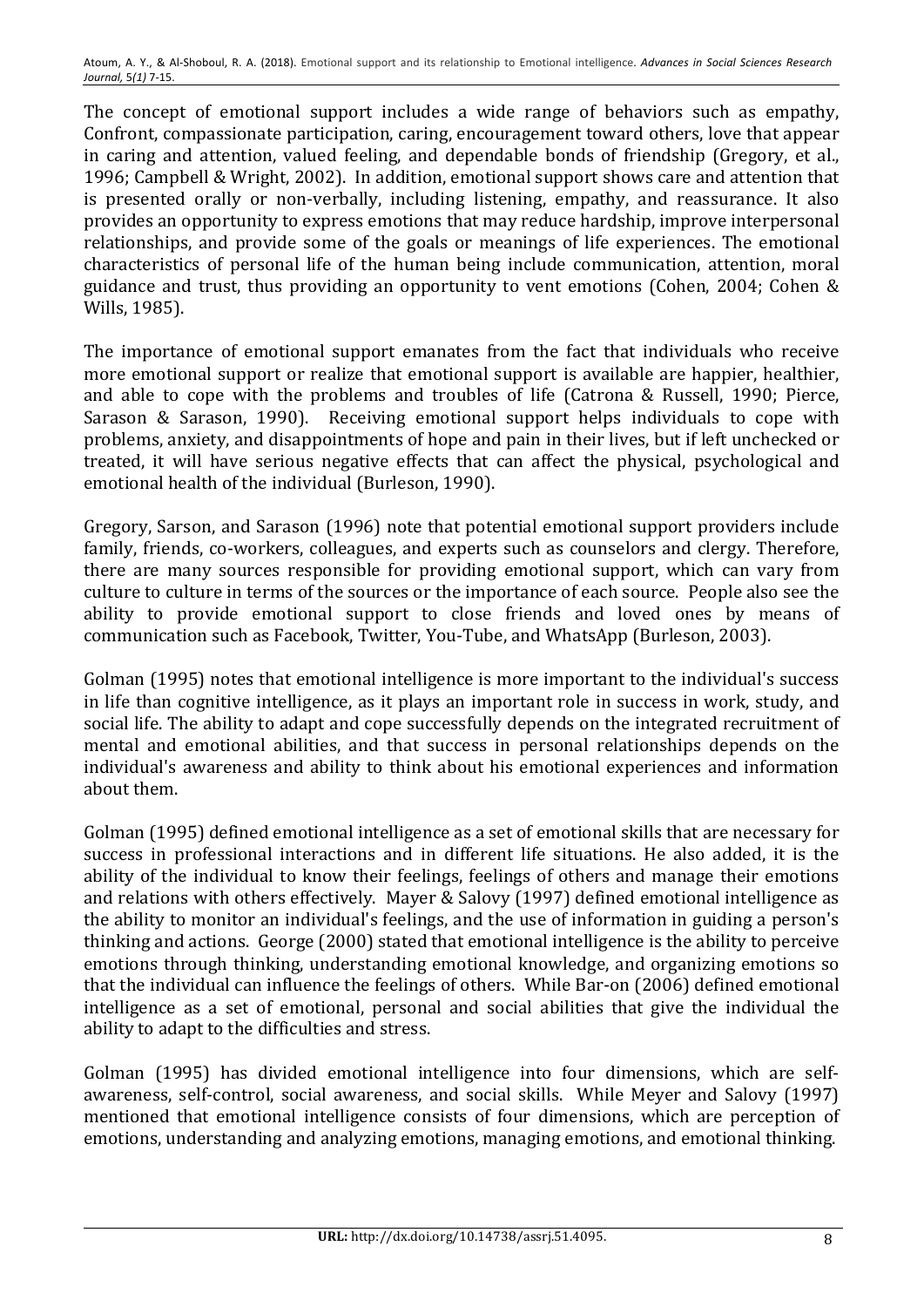The concept of emotional support includes a wide range of behaviors such as empathy, Confront, compassionate participation, caring, encouragement toward others, love that appear in caring and attention, valued feeling, and dependable bonds of friendship (Gregory, et al., 1996; Campbell & Wright, 2002). In addition, emotional support shows care and attention that is presented orally or non-verbally, including listening, empathy, and reassurance. It also provides an opportunity to express emotions that may reduce hardship, improve interpersonal relationships, and provide some of the goals or meanings of life experiences. The emotional characteristics of personal life of the human being include communication, attention, moral guidance and trust, thus providing an opportunity to vent emotions (Cohen, 2004; Cohen & Wills, 1985).

The importance of emotional support emanates from the fact that individuals who receive more emotional support or realize that emotional support is available are happier, healthier, and able to cope with the problems and troubles of life (Catrona & Russell, 1990; Pierce, Sarason & Sarason, 1990). Receiving emotional support helps individuals to cope with problems, anxiety, and disappointments of hope and pain in their lives, but if left unchecked or treated, it will have serious negative effects that can affect the physical, psychological and emotional health of the individual (Burleson, 1990).

Gregory, Sarson, and Sarason (1996) note that potential emotional support providers include family, friends, co-workers, colleagues, and experts such as counselors and clergy. Therefore, there are many sources responsible for providing emotional support, which can vary from culture to culture in terms of the sources or the importance of each source. People also see the ability to provide emotional support to close friends and loved ones by means of communication such as Facebook, Twitter, You-Tube, and WhatsApp (Burleson, 2003).

Golman (1995) notes that emotional intelligence is more important to the individual's success in life than cognitive intelligence, as it plays an important role in success in work, study, and social life. The ability to adapt and cope successfully depends on the integrated recruitment of mental and emotional abilities, and that success in personal relationships depends on the individual's awareness and ability to think about his emotional experiences and information about them.

Golman (1995) defined emotional intelligence as a set of emotional skills that are necessary for success in professional interactions and in different life situations. He also added, it is the ability of the individual to know their feelings, feelings of others and manage their emotions and relations with others effectively. Mayer & Salovy (1997) defined emotional intelligence as the ability to monitor an individual's feelings, and the use of information in guiding a person's thinking and actions. George (2000) stated that emotional intelligence is the ability to perceive emotions through thinking, understanding emotional knowledge, and organizing emotions so that the individual can influence the feelings of others. While Bar-on (2006) defined emotional intelligence as a set of emotional, personal and social abilities that give the individual the ability to adapt to the difficulties and stress.

Golman (1995) has divided emotional intelligence into four dimensions, which are self-awareness, self-control, social awareness, and social skills. While Meyer and Salovy (1997) mentioned that emotional intelligence consists of four dimensions, which are perception of emotions, understanding and analyzing emotions, managing emotions, and emotional thinking.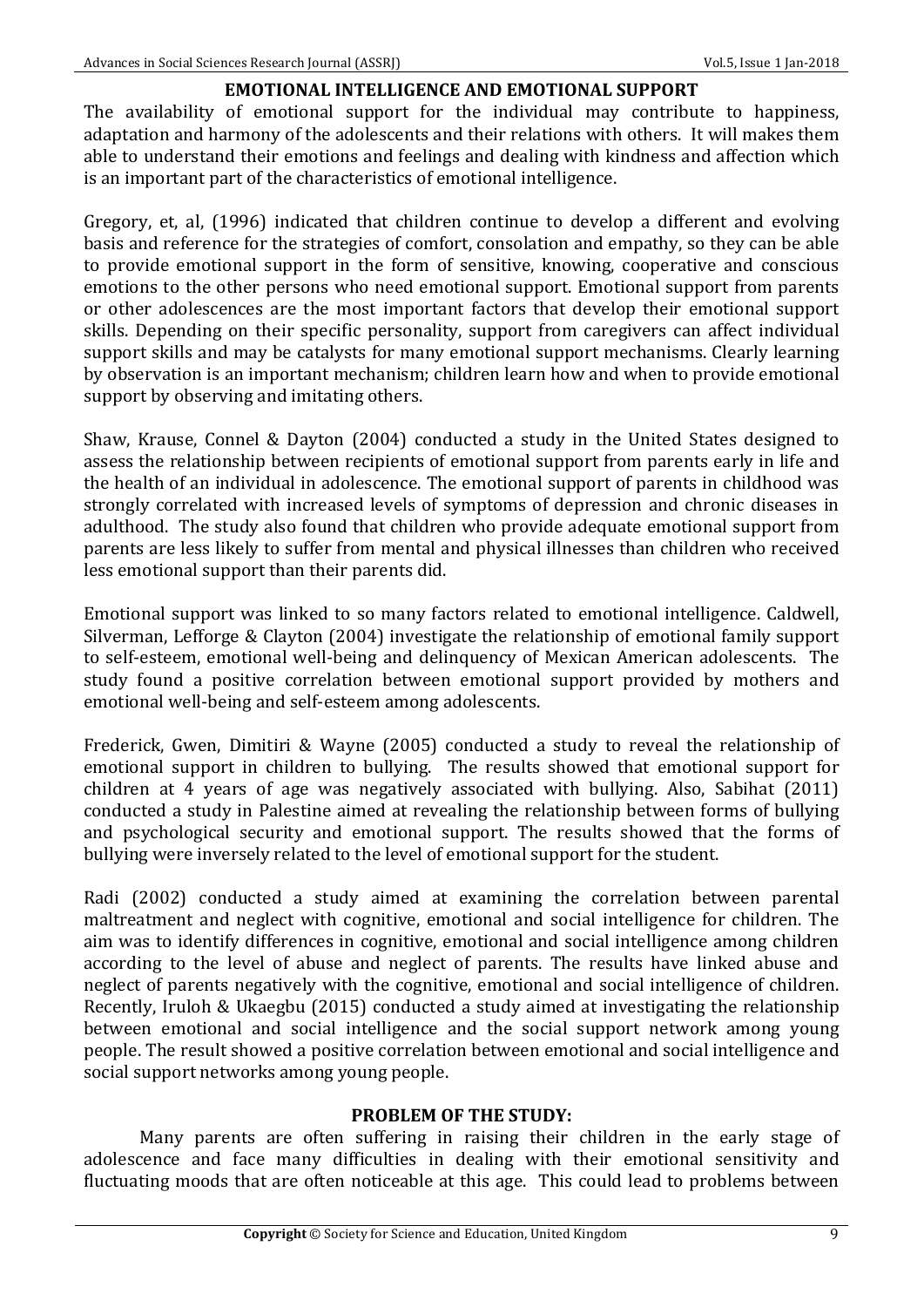## EMOTIONAL INTELLIGENCE AND EMOTIONAL SUPPORT

The availability of emotional support for the individual may contribute to happiness, adaptation and harmony of the adolescents and their relations with others. It will makes them able to understand their emotions and feelings and dealing with kindness and affection which is an important part of the characteristics of emotional intelligence.

Gregory, et, al, (1996) indicated that children continue to develop a different and evolving basis and reference for the strategies of comfort, consolation and empathy, so they can be able to provide emotional support in the form of sensitive, knowing, cooperative and conscious emotions to the other persons who need emotional support. Emotional support from parents or other adolescences are the most important factors that develop their emotional support skills. Depending on their specific personality, support from caregivers can affect individual support skills and may be catalysts for many emotional support mechanisms. Clearly learning by observation is an important mechanism; children learn how and when to provide emotional support by observing and imitating others.

Shaw, Krause, Connel & Dayton (2004) conducted a study in the United States designed to assess the relationship between recipients of emotional support from parents early in life and the health of an individual in adolescence. The emotional support of parents in childhood was strongly correlated with increased levels of symptoms of depression and chronic diseases in adulthood. The study also found that children who provide adequate emotional support from parents are less likely to suffer from mental and physical illnesses than children who received less emotional support than their parents did.

Emotional support was linked to so many factors related to emotional intelligence. Caldwell, Silverman, Lefforge & Clayton (2004) investigate the relationship of emotional family support to self-esteem, emotional well-being and delinquency of Mexican American adolescents. The study found a positive correlation between emotional support provided by mothers and emotional well-being and self-esteem among adolescents.

Frederick, Gwen, Dimitiri & Wayne (2005) conducted a study to reveal the relationship of emotional support in children to bullying. The results showed that emotional support for children at 4 years of age was negatively associated with bullying. Also, Sabihat (2011) conducted a study in Palestine aimed at revealing the relationship between forms of bullying and psychological security and emotional support. The results showed that the forms of bullying were inversely related to the level of emotional support for the student.

Radi (2002) conducted a study aimed at examining the correlation between parental maltreatment and neglect with cognitive, emotional and social intelligence for children. The aim was to identify differences in cognitive, emotional and social intelligence among children according to the level of abuse and neglect of parents. The results have linked abuse and neglect of parents negatively with the cognitive, emotional and social intelligence of children. Recently, Iruloh & Ukaegbu (2015) conducted a study aimed at investigating the relationship between emotional and social intelligence and the social support network among young people. The result showed a positive correlation between emotional and social intelligence and social support networks among young people.

## PROBLEM OF THE STUDY:

Many parents are often suffering in raising their children in the early stage of adolescence and face many difficulties in dealing with their emotional sensitivity and fluctuating moods that are often noticeable at this age. This could lead to problems between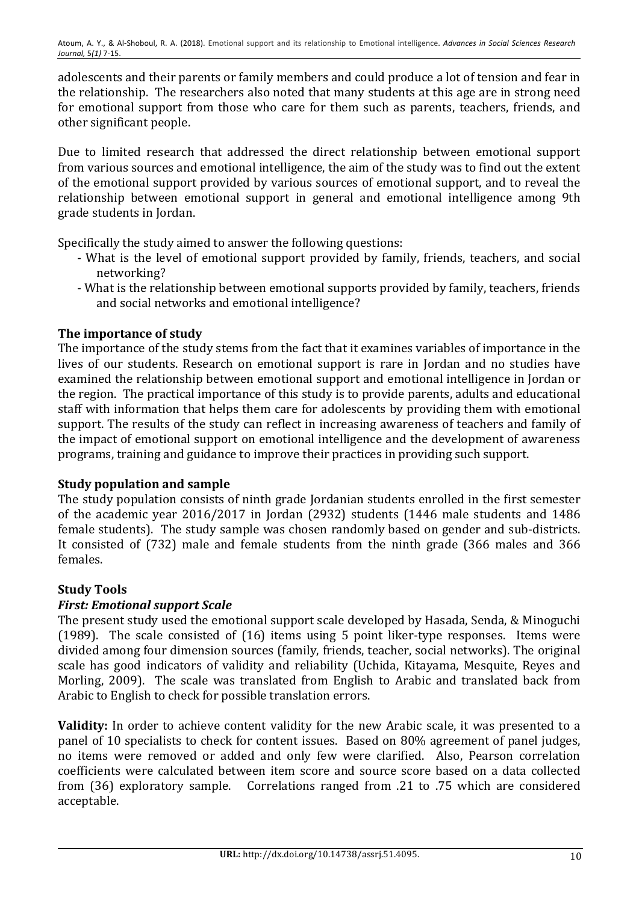adolescents and their parents or family members and could produce a lot of tension and fear in the relationship. The researchers also noted that many students at this age are in strong need for emotional support from those who care for them such as parents, teachers, friends, and other significant people.

Due to limited research that addressed the direct relationship between emotional support from various sources and emotional intelligence, the aim of the study was to find out the extent of the emotional support provided by various sources of emotional support, and to reveal the relationship between emotional support in general and emotional intelligence among 9th grade students in Jordan.

Specifically the study aimed to answer the following questions:

- What is the level of emotional support provided by family, friends, teachers, and social networking?
- What is the relationship between emotional supports provided by family, teachers, friends and social networks and emotional intelligence?

## The importance of study

The importance of the study stems from the fact that it examines variables of importance in the lives of our students. Research on emotional support is rare in Jordan and no studies have examined the relationship between emotional support and emotional intelligence in Jordan or the region. The practical importance of this study is to provide parents, adults and educational staff with information that helps them care for adolescents by providing them with emotional support. The results of the study can reflect in increasing awareness of teachers and family of the impact of emotional support on emotional intelligence and the development of awareness programs, training and guidance to improve their practices in providing such support.

## Study population and sample

The study population consists of ninth grade Jordanian students enrolled in the first semester of the academic year 2016/2017 in Jordan (2932) students (1446 male students and 1486 female students). The study sample was chosen randomly based on gender and sub-districts. It consisted of (732) male and female students from the ninth grade (366 males and 366 females.

## Study Tools

### *First: Emotional support Scale*

The present study used the emotional support scale developed by Hasada, Senda, & Minoguchi (1989). The scale consisted of (16) items using 5 point liker-type responses. Items were divided among four dimension sources (family, friends, teacher, social networks). The original scale has good indicators of validity and reliability (Uchida, Kitayama, Mesquite, Reyes and Morling, 2009). The scale was translated from English to Arabic and translated back from Arabic to English to check for possible translation errors.

**Validity:** In order to achieve content validity for the new Arabic scale, it was presented to a panel of 10 specialists to check for content issues. Based on 80% agreement of panel judges, no items were removed or added and only few were clarified. Also, Pearson correlation coefficients were calculated between item score and source score based on a data collected from (36) exploratory sample. Correlations ranged from .21 to .75 which are considered acceptable.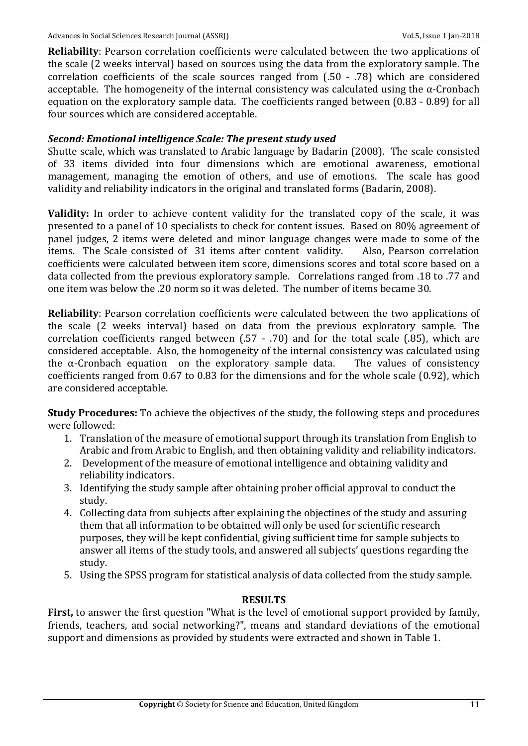**Reliability**: Pearson correlation coefficients were calculated between the two applications of the scale (2 weeks interval) based on sources using the data from the exploratory sample. The correlation coefficients of the scale sources ranged from (.50 - .78) which are considered acceptable. The homogeneity of the internal consistency was calculated using the α-Cronbach equation on the exploratory sample data. The coefficients ranged between (0.83 - 0.89) for all four sources which are considered acceptable.

***Second: Emotional intelligence Scale: The present study used***

Shutte scale, which was translated to Arabic language by Badarin (2008). The scale consisted of 33 items divided into four dimensions which are emotional awareness, emotional management, managing the emotion of others, and use of emotions. The scale has good validity and reliability indicators in the original and translated forms (Badarin, 2008).

**Validity:** In order to achieve content validity for the translated copy of the scale, it was presented to a panel of 10 specialists to check for content issues. Based on 80% agreement of panel judges, 2 items were deleted and minor language changes were made to some of the items. The Scale consisted of 31 items after content validity. Also, Pearson correlation coefficients were calculated between item score, dimensions scores and total score based on a data collected from the previous exploratory sample. Correlations ranged from .18 to .77 and one item was below the .20 norm so it was deleted. The number of items became 30.

**Reliability**: Pearson correlation coefficients were calculated between the two applications of the scale (2 weeks interval) based on data from the previous exploratory sample. The correlation coefficients ranged between (.57 - .70) and for the total scale (.85), which are considered acceptable. Also, the homogeneity of the internal consistency was calculated using the α-Cronbach equation on the exploratory sample data. The values of consistency coefficients ranged from 0.67 to 0.83 for the dimensions and for the whole scale (0.92), which are considered acceptable.

**Study Procedures:** To achieve the objectives of the study, the following steps and procedures were followed:

1. Translation of the measure of emotional support through its translation from English to Arabic and from Arabic to English, and then obtaining validity and reliability indicators.
2. Development of the measure of emotional intelligence and obtaining validity and reliability indicators.
3. Identifying the study sample after obtaining prober official approval to conduct the study.
4. Collecting data from subjects after explaining the objectines of the study and assuring them that all information to be obtained will only be used for scientific research purposes, they will be kept confidential, giving sufficient time for sample subjects to answer all items of the study tools, and answered all subjects' questions regarding the study.
5. Using the SPSS program for statistical analysis of data collected from the study sample.

## RESULTS

**First,** to answer the first question "What is the level of emotional support provided by family, friends, teachers, and social networking?", means and standard deviations of the emotional support and dimensions as provided by students were extracted and shown in Table 1.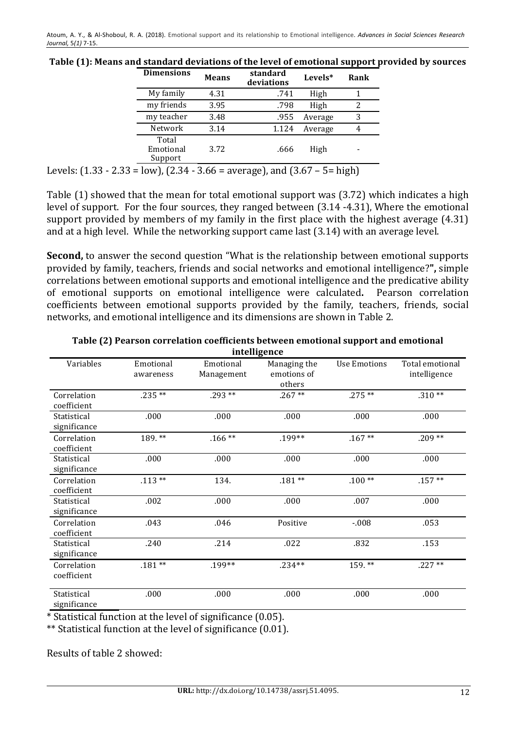**Table (1): Means and standard deviations of the level of emotional support provided by sources**

| Dimensions | Means | standard deviations | Levels* | Rank |
|---|---|---|---|---|
| My family | 4.31 | .741 | High | 1 |
| my friends | 3.95 | .798 | High | 2 |
| my teacher | 3.48 | .955 | Average | 3 |
| Network | 3.14 | 1.124 | Average | 4 |
| Total Emotional Support | 3.72 | .666 | High | - |

Levels: (1.33 - 2.33 = low), (2.34 - 3.66 = average), and (3.67 – 5= high)

Table (1) showed that the mean for total emotional support was (3.72) which indicates a high level of support. For the four sources, they ranged between (3.14 -4.31), Where the emotional support provided by members of my family in the first place with the highest average (4.31) and at a high level. While the networking support came last (3.14) with an average level.

**Second,** to answer the second question "What is the relationship between emotional supports provided by family, teachers, friends and social networks and emotional intelligence?**",** simple correlations between emotional supports and emotional intelligence and the predicative ability of emotional supports on emotional intelligence were calculated**.** Pearson correlation coefficients between emotional supports provided by the family, teachers, friends, social networks, and emotional intelligence and its dimensions are shown in Table 2.

**Table (2) Pearson correlation coefficients between emotional support and emotional intelligence**

| Variables | Emotional awareness | Emotional Management | Managing the emotions of others | Use Emotions | Total emotional intelligence |
|---|---|---|---|---|---|
| Correlation coefficient | .235 ** | .293 ** | .267 ** | .275 ** | .310 ** |
| Statistical significance | .000 | .000 | .000 | .000 | .000 |
| Correlation coefficient | 189. ** | .166 ** | .199** | .167 ** | .209 ** |
| Statistical significance | .000 | .000 | .000 | .000 | .000 |
| Correlation coefficient | .113 ** | 134. | .181 ** | .100 ** | .157 ** |
| Statistical significance | .002 | .000 | .000 | .007 | .000 |
| Correlation coefficient | .043 | .046 | Positive | -.008 | .053 |
| Statistical significance | .240 | .214 | .022 | .832 | .153 |
| Correlation coefficient | .181 ** | .199** | .234** | 159. ** | .227 ** |
| Statistical significance | .000 | .000 | .000 | .000 | .000 |

* Statistical function at the level of significance (0.05).

** Statistical function at the level of significance (0.01).

Results of table 2 showed: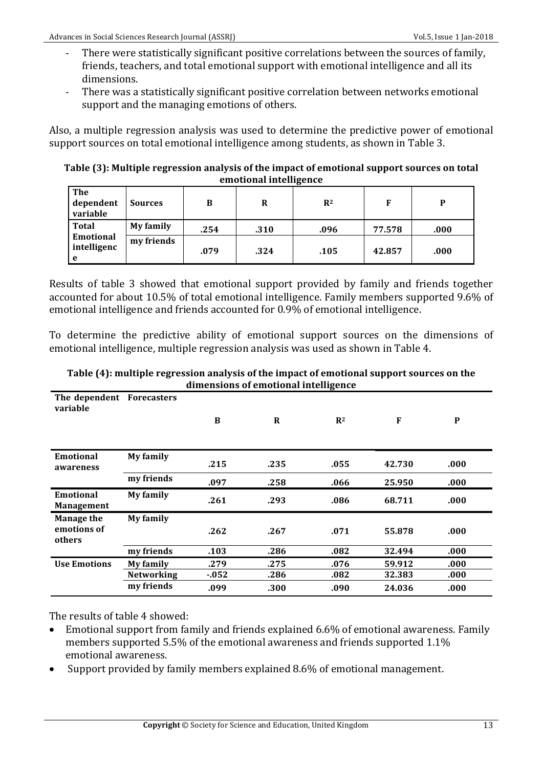- There were statistically significant positive correlations between the sources of family, friends, teachers, and total emotional support with emotional intelligence and all its dimensions.
- There was a statistically significant positive correlation between networks emotional support and the managing emotions of others.

Also, a multiple regression analysis was used to determine the predictive power of emotional support sources on total emotional intelligence among students, as shown in Table 3.

**Table (3): Multiple regression analysis of the impact of emotional support sources on total emotional intelligence**

| The dependent variable | Sources | B | R | $R^2$ | F | P |
|---|---|---|---|---|---|---|
| Total Emotional intelligence | My family | .254 | .310 | .096 | 77.578 | .000 |
| | my friends | .079 | .324 | .105 | 42.857 | .000 |

Results of table 3 showed that emotional support provided by family and friends together accounted for about 10.5% of total emotional intelligence. Family members supported 9.6% of emotional intelligence and friends accounted for 0.9% of emotional intelligence.

To determine the predictive ability of emotional support sources on the dimensions of emotional intelligence, multiple regression analysis was used as shown in Table 4.

**Table (4): multiple regression analysis of the impact of emotional support sources on the dimensions of emotional intelligence**

| The dependent variable | Forecasters | B | R | $R^2$ | F | P |
|---|---|---|---|---|---|---|
| Emotional awareness | My family | .215 | .235 | .055 | 42.730 | .000 |
| | my friends | .097 | .258 | .066 | 25.950 | .000 |
| Emotional Management | My family | .261 | .293 | .086 | 68.711 | .000 |
| Manage the emotions of others | My family | .262 | .267 | .071 | 55.878 | .000 |
| | my friends | .103 | .286 | .082 | 32.494 | .000 |
| Use Emotions | My family | .279 | .275 | .076 | 59.912 | .000 |
| | Networking | -.052 | .286 | .082 | 32.383 | .000 |
| | my friends | .099 | .300 | .090 | 24.036 | .000 |

The results of table 4 showed:

- Emotional support from family and friends explained 6.6% of emotional awareness. Family members supported 5.5% of the emotional awareness and friends supported 1.1% emotional awareness.
- Support provided by family members explained 8.6% of emotional management.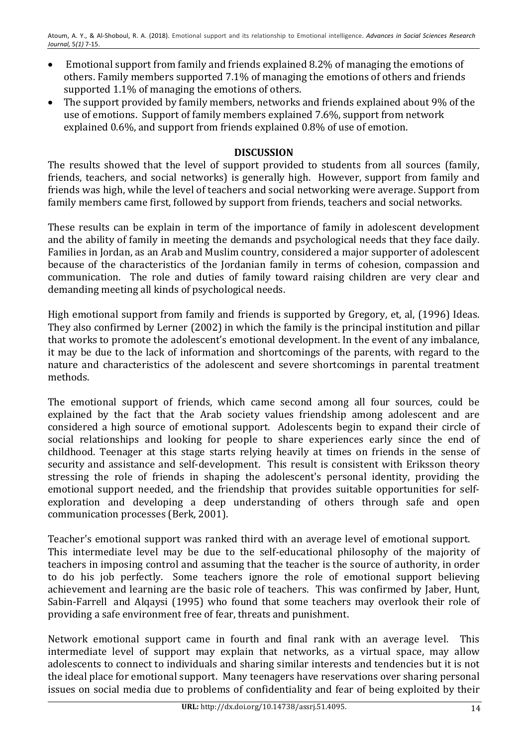- Emotional support from family and friends explained 8.2% of managing the emotions of others. Family members supported 7.1% of managing the emotions of others and friends supported 1.1% of managing the emotions of others.
- The support provided by family members, networks and friends explained about 9% of the use of emotions. Support of family members explained 7.6%, support from network explained 0.6%, and support from friends explained 0.8% of use of emotion.

## DISCUSSION

The results showed that the level of support provided to students from all sources (family, friends, teachers, and social networks) is generally high. However, support from family and friends was high, while the level of teachers and social networking were average. Support from family members came first, followed by support from friends, teachers and social networks.

These results can be explain in term of the importance of family in adolescent development and the ability of family in meeting the demands and psychological needs that they face daily. Families in Jordan, as an Arab and Muslim country, considered a major supporter of adolescent because of the characteristics of the Jordanian family in terms of cohesion, compassion and communication. The role and duties of family toward raising children are very clear and demanding meeting all kinds of psychological needs.

High emotional support from family and friends is supported by Gregory, et, al, (1996) Ideas. They also confirmed by Lerner (2002) in which the family is the principal institution and pillar that works to promote the adolescent's emotional development. In the event of any imbalance, it may be due to the lack of information and shortcomings of the parents, with regard to the nature and characteristics of the adolescent and severe shortcomings in parental treatment methods.

The emotional support of friends, which came second among all four sources, could be explained by the fact that the Arab society values friendship among adolescent and are considered a high source of emotional support. Adolescents begin to expand their circle of social relationships and looking for people to share experiences early since the end of childhood. Teenager at this stage starts relying heavily at times on friends in the sense of security and assistance and self-development. This result is consistent with Eriksson theory stressing the role of friends in shaping the adolescent's personal identity, providing the emotional support needed, and the friendship that provides suitable opportunities for self-exploration and developing a deep understanding of others through safe and open communication processes (Berk, 2001).

Teacher's emotional support was ranked third with an average level of emotional support. This intermediate level may be due to the self-educational philosophy of the majority of teachers in imposing control and assuming that the teacher is the source of authority, in order to do his job perfectly. Some teachers ignore the role of emotional support believing achievement and learning are the basic role of teachers. This was confirmed by Jaber, Hunt, Sabin-Farrell and Alqaysi (1995) who found that some teachers may overlook their role of providing a safe environment free of fear, threats and punishment.

Network emotional support came in fourth and final rank with an average level. This intermediate level of support may explain that networks, as a virtual space, may allow adolescents to connect to individuals and sharing similar interests and tendencies but it is not the ideal place for emotional support. Many teenagers have reservations over sharing personal issues on social media due to problems of confidentiality and fear of being exploited by their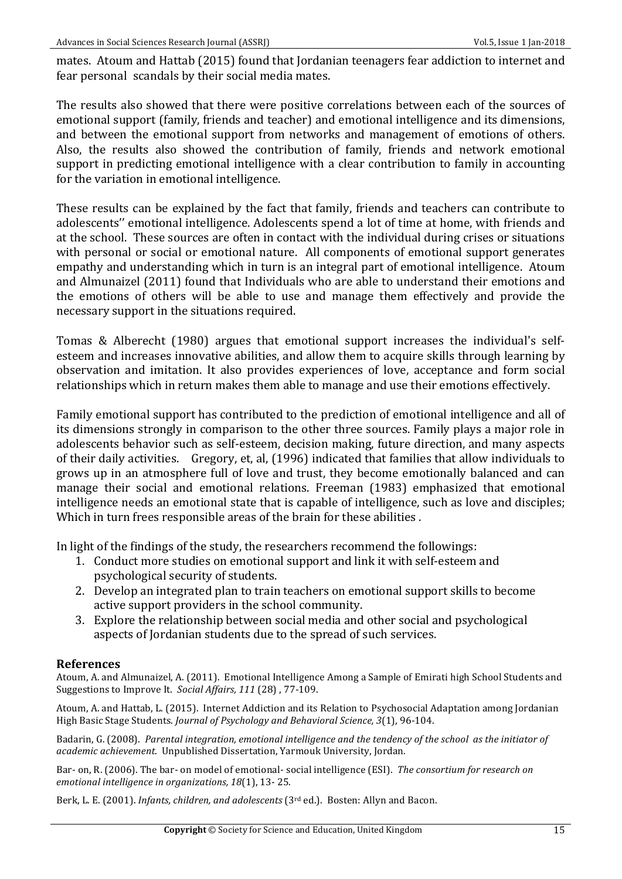mates. Atoum and Hattab (2015) found that Jordanian teenagers fear addiction to internet and fear personal scandals by their social media mates.

The results also showed that there were positive correlations between each of the sources of emotional support (family, friends and teacher) and emotional intelligence and its dimensions, and between the emotional support from networks and management of emotions of others. Also, the results also showed the contribution of family, friends and network emotional support in predicting emotional intelligence with a clear contribution to family in accounting for the variation in emotional intelligence.

These results can be explained by the fact that family, friends and teachers can contribute to adolescents'' emotional intelligence. Adolescents spend a lot of time at home, with friends and at the school. These sources are often in contact with the individual during crises or situations with personal or social or emotional nature. All components of emotional support generates empathy and understanding which in turn is an integral part of emotional intelligence. Atoum and Almunaizel (2011) found that Individuals who are able to understand their emotions and the emotions of others will be able to use and manage them effectively and provide the necessary support in the situations required.

Tomas & Alberecht (1980) argues that emotional support increases the individual's self-esteem and increases innovative abilities, and allow them to acquire skills through learning by observation and imitation. It also provides experiences of love, acceptance and form social relationships which in return makes them able to manage and use their emotions effectively.

Family emotional support has contributed to the prediction of emotional intelligence and all of its dimensions strongly in comparison to the other three sources. Family plays a major role in adolescents behavior such as self-esteem, decision making, future direction, and many aspects of their daily activities. Gregory, et, al, (1996) indicated that families that allow individuals to grows up in an atmosphere full of love and trust, they become emotionally balanced and can manage their social and emotional relations. Freeman (1983) emphasized that emotional intelligence needs an emotional state that is capable of intelligence, such as love and disciples; Which in turn frees responsible areas of the brain for these abilities .

In light of the findings of the study, the researchers recommend the followings:

1. Conduct more studies on emotional support and link it with self-esteem and psychological security of students.
2. Develop an integrated plan to train teachers on emotional support skills to become active support providers in the school community.
3. Explore the relationship between social media and other social and psychological aspects of Jordanian students due to the spread of such services.

## References

Atoum, A. and Almunaizel, A. (2011). Emotional Intelligence Among a Sample of Emirati high School Students and Suggestions to Improve It. *Social Affairs, 111* (28) , 77-109.

Atoum, A. and Hattab, L. (2015). Internet Addiction and its Relation to Psychosocial Adaptation among Jordanian High Basic Stage Students. *Journal of Psychology and Behavioral Science, 3*(1), 96-104.

Badarin, G. (2008). *Parental integration, emotional intelligence and the tendency of the school as the initiator of academic achievement.* Unpublished Dissertation, Yarmouk University, Jordan.

Bar- on, R. (2006). The bar- on model of emotional- social intelligence (ESI). *The consortium for research on emotional intelligence in organizations, 18*(1), 13- 25.

Berk, L. E. (2001). *Infants, children, and adolescents* (3rd ed.). Bosten: Allyn and Bacon.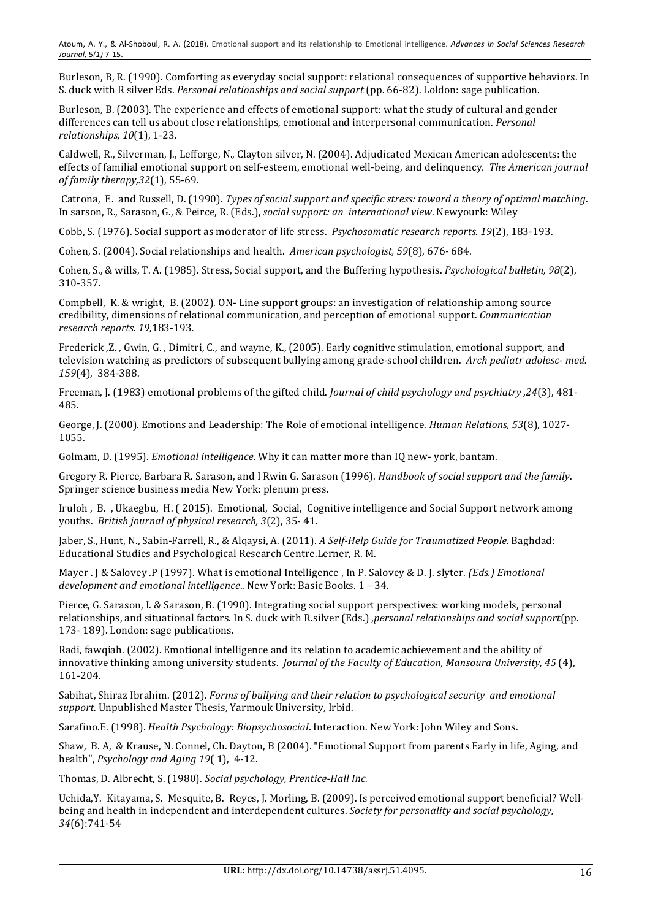Burleson, B, R. (1990). Comforting as everyday social support: relational consequences of supportive behaviors. In S. duck with R silver Eds. *Personal relationships and social support* (pp. 66-82). Loldon: sage publication.

Burleson, B. (2003). The experience and effects of emotional support: what the study of cultural and gender differences can tell us about close relationships, emotional and interpersonal communication. *Personal relationships, 10*(1), 1-23.

Caldwell, R., Silverman, J., Lefforge, N., Clayton silver, N. (2004). Adjudicated Mexican American adolescents: the effects of familial emotional support on self-esteem, emotional well-being, and delinquency. *The American journal of family therapy,32*(1), 55-69.

Catrona, E. and Russell, D. (1990). *Types of social support and specific stress: toward a theory of optimal matching*. In sarson, R., Sarason, G., & Peirce, R. (Eds.), *social support: an international view*. Newyourk: Wiley

Cobb, S. (1976). Social support as moderator of life stress. *Psychosomatic research reports. 19*(2), 183-193.

Cohen, S. (2004). Social relationships and health. *American psychologist, 59*(8), 676- 684.

Cohen, S., & wills, T. A. (1985). Stress, Social support, and the Buffering hypothesis. *Psychological bulletin, 98*(2), 310-357.

Compbell, K. & wright, B. (2002). ON- Line support groups: an investigation of relationship among source credibility, dimensions of relational communication, and perception of emotional support. *Communication research reports. 19,*183-193.

Frederick ,Z. , Gwin, G. , Dimitri, C., and wayne, K., (2005). Early cognitive stimulation, emotional support, and television watching as predictors of subsequent bullying among grade-school children. *Arch pediatr adolesc- med. 159*(4), 384-388.

Freeman, J. (1983) emotional problems of the gifted child. *Journal of child psychology and psychiatry ,24*(3), 481-485.

George, J. (2000). Emotions and Leadership: The Role of emotional intelligence. *Human Relations, 53*(8), 1027-1055.

Golmam, D. (1995). *Emotional intelligence*. Why it can matter more than IQ new- york, bantam.

Gregory R. Pierce, Barbara R. Sarason, and I Rwin G. Sarason (1996). *Handbook of social support and the family*. Springer science business media New York: plenum press.

Iruloh , B. , Ukaegbu, H. ( 2015). Emotional, Social, Cognitive intelligence and Social Support network among youths. *British journal of physical research, 3*(2), 35- 41.

Jaber, S., Hunt, N., Sabin-Farrell, R., & Alqaysi, A. (2011). *A Self-Help Guide for Traumatized People*. Baghdad: Educational Studies and Psychological Research Centre.Lerner, R. M.

Mayer . J & Salovey .P (1997). What is emotional Intelligence , In P. Salovey & D. J. slyter. *(Eds.) Emotional development and emotional intelligence*.. New York: Basic Books. 1 – 34.

Pierce, G. Sarason, I. & Sarason, B. (1990). Integrating social support perspectives: working models, personal relationships, and situational factors. In S. duck with R.silver (Eds.) ,*personal relationships and social support*(pp. 173- 189). London: sage publications.

Radi, fawqiah. (2002). Emotional intelligence and its relation to academic achievement and the ability of innovative thinking among university students. *Journal of the Faculty of Education, Mansoura University, 45* (4), 161-204.

Sabihat, Shiraz Ibrahim. (2012). *Forms of bullying and their relation to psychological security and emotional support.* Unpublished Master Thesis, Yarmouk University, Irbid.

Sarafino.E. (1998). *Health Psychology: Biopsychosocial***.** Interaction. New York: John Wiley and Sons.

Shaw, B. A, & Krause, N. Connel, Ch. Dayton, B (2004). "Emotional Support from parents Early in life, Aging, and health", *Psychology and Aging 19*( 1), 4-12.

Thomas, D. Albrecht, S. (1980). *Social psychology, Prentice-Hall Inc.*

Uchida,Y. Kitayama, S. Mesquite, B. Reyes, J. Morling, B. (2009). Is perceived emotional support beneficial? Well-being and health in independent and interdependent cultures. *Society for personality and social psychology, 34*(6):741-54